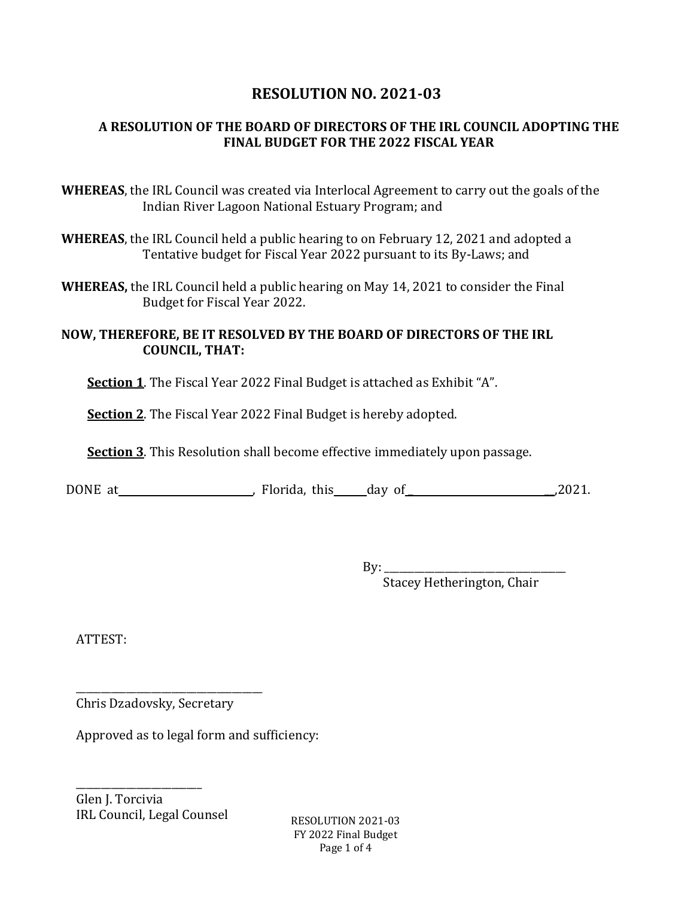# RESOLUTION NO. 2021-03

## A RESOLUTION OF THE BOARD OF DIRECTORS OF THE IRL COUNCIL ADOPTING THE FINAL BUDGET FOR THE 2022 FISCAL YEAR

**WHEREAS**, the IRL Council was created via Interlocal Agreement to carry out the goals of the Indian River Lagoon National Estuary Program; and

**WHEREAS**, the IRL Council held a public hearing to on February 12, 2021 and adopted a Tentative budget for Fiscal Year 2022 pursuant to its By-Laws; and

**WHEREAS,** the IRL Council held a public hearing on May 14, 2021 to consider the Final Budget for Fiscal Year 2022.

**NOW, THEREFORE, BE IT RESOLVED BY THE BOARD OF DIRECTORS OF THE IRL COUNCIL, THAT:**

**Section 1**. The Fiscal Year 2022 Final Budget is attached as Exhibit "A".

**Section 2**. The Fiscal Year 2022 Final Budget is hereby adopted.

**Section 3**. This Resolution shall become effective immediately upon passage.

DONE at \_\_\_\_\_\_\_\_\_\_\_\_\_\_\_\_\_\_\_\_\_\_\_\_\_\_, Florida, this \_\_\_\_\_\_ day of \_\_\_\_\_\_\_\_\_\_\_\_\_\_\_\_\_\_\_\_\_\_\_\_\_\_\_\_\_,2021.

By: \_\_\_\_\_\_\_\_\_\_\_\_\_\_\_\_\_\_\_\_\_\_\_\_\_\_\_\_\_\_\_\_\_\_\_\_
Stacey Hetherington, Chair

ATTEST:

\_\_\_\_\_\_\_\_\_\_\_\_\_\_\_\_\_\_\_\_\_\_\_\_\_\_\_\_\_\_\_\_\_\_\_\_
Chris Dzadovsky, Secretary

Approved as to legal form and sufficiency:

\_\_\_\_\_\_\_\_\_\_\_\_\_\_\_\_\_\_\_\_\_\_\_\_\_\_
Glen J. Torcivia
IRL Council, Legal Counsel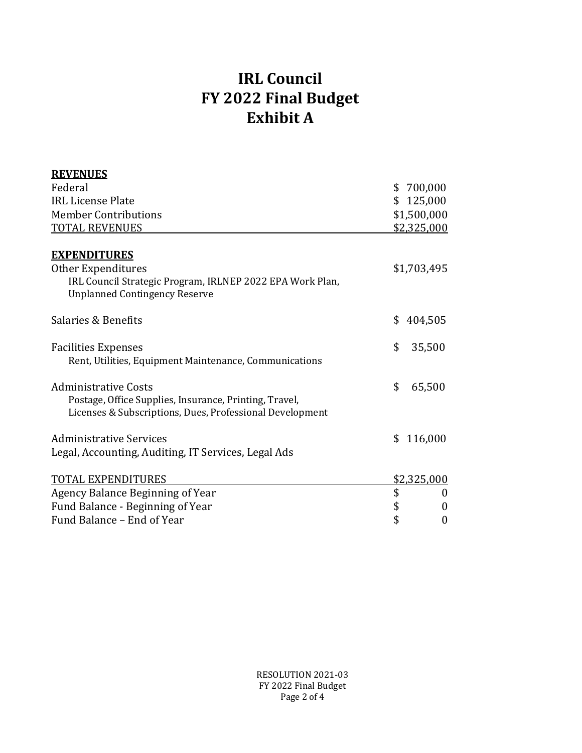# IRL Council
# FY 2022 Final Budget
# Exhibit A

| | |
|---|---|
| **REVENUES** | |
| Federal | $ 700,000 |
| IRL License Plate | $ 125,000 |
| Member Contributions | $1,500,000 |
| TOTAL REVENUES | $2,325,000 |
| | |
| **EXPENDITURES** | |
| Other Expenditures<br>IRL Council Strategic Program, IRLNEP 2022 EPA Work Plan, Unplanned Contingency Reserve | $1,703,495 |
| Salaries & Benefits | $ 404,505 |
| Facilities Expenses<br>Rent, Utilities, Equipment Maintenance, Communications | $ 35,500 |
| Administrative Costs<br>Postage, Office Supplies, Insurance, Printing, Travel, Licenses & Subscriptions, Dues, Professional Development | $ 65,500 |
| Administrative Services<br>Legal, Accounting, Auditing, IT Services, Legal Ads | $ 116,000 |
| TOTAL EXPENDITURES | $2,325,000 |
| Agency Balance Beginning of Year | $ 0 |
| Fund Balance - Beginning of Year | $ 0 |
| Fund Balance – End of Year | $ 0 |

RESOLUTION 2021-03
FY 2022 Final Budget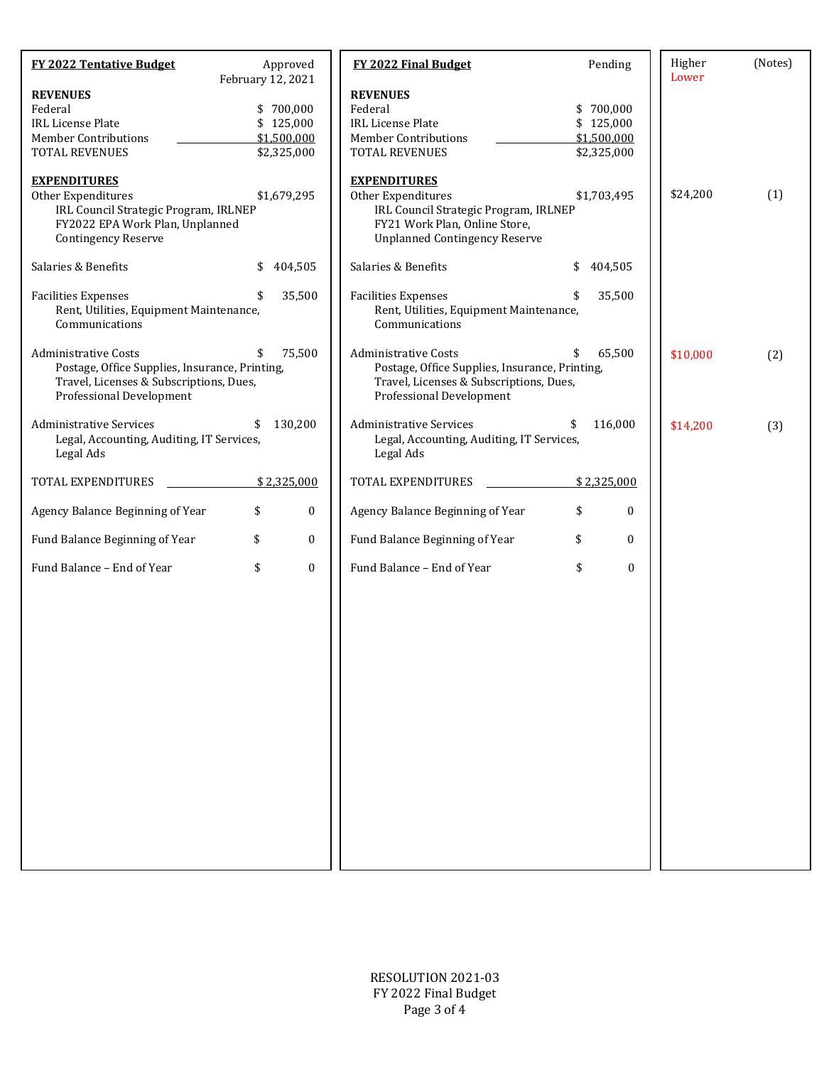| FY 2022 Tentative Budget | Approved February 12, 2021 | FY 2022 Final Budget | Pending | Higher / Lower | (Notes) |
|---|---|---|---|---|---|
| **REVENUES** | | **REVENUES** | | | |
| Federal | $ 700,000 | Federal | $ 700,000 | | |
| IRL License Plate | $ 125,000 | IRL License Plate | $ 125,000 | | |
| Member Contributions | $1,500,000 | Member Contributions | $1,500,000 | | |
| TOTAL REVENUES | $2,325,000 | TOTAL REVENUES | $2,325,000 | | |
| **EXPENDITURES** | | **EXPENDITURES** | | | |
| Other Expenditures<br>IRL Council Strategic Program, IRLNEP FY2022 EPA Work Plan, Unplanned Contingency Reserve | $1,679,295 | Other Expenditures<br>IRL Council Strategic Program, IRLNEP FY21 Work Plan, Online Store, Unplanned Contingency Reserve | $1,703,495 | $24,200 | (1) |
| Salaries & Benefits | $ 404,505 | Salaries & Benefits | $ 404,505 | | |
| Facilities Expenses<br>Rent, Utilities, Equipment Maintenance, Communications | $ 35,500 | Facilities Expenses<br>Rent, Utilities, Equipment Maintenance, Communications | $ 35,500 | | |
| Administrative Costs<br>Postage, Office Supplies, Insurance, Printing, Travel, Licenses & Subscriptions, Dues, Professional Development | $ 75,500 | Administrative Costs<br>Postage, Office Supplies, Insurance, Printing, Travel, Licenses & Subscriptions, Dues, Professional Development | $ 65,500 | $10,000 (Lower) | (2) |
| Administrative Services<br>Legal, Accounting, Auditing, IT Services, Legal Ads | $ 130,200 | Administrative Services<br>Legal, Accounting, Auditing, IT Services, Legal Ads | $ 116,000 | $14,200 (Lower) | (3) |
| TOTAL EXPENDITURES | $ 2,325,000 | TOTAL EXPENDITURES | $ 2,325,000 | | |
| Agency Balance Beginning of Year | $ 0 | Agency Balance Beginning of Year | $ 0 | | |
| Fund Balance Beginning of Year | $ 0 | Fund Balance Beginning of Year | $ 0 | | |
| Fund Balance – End of Year | $ 0 | Fund Balance – End of Year | $ 0 | | |

RESOLUTION 2021-03
FY 2022 Final Budget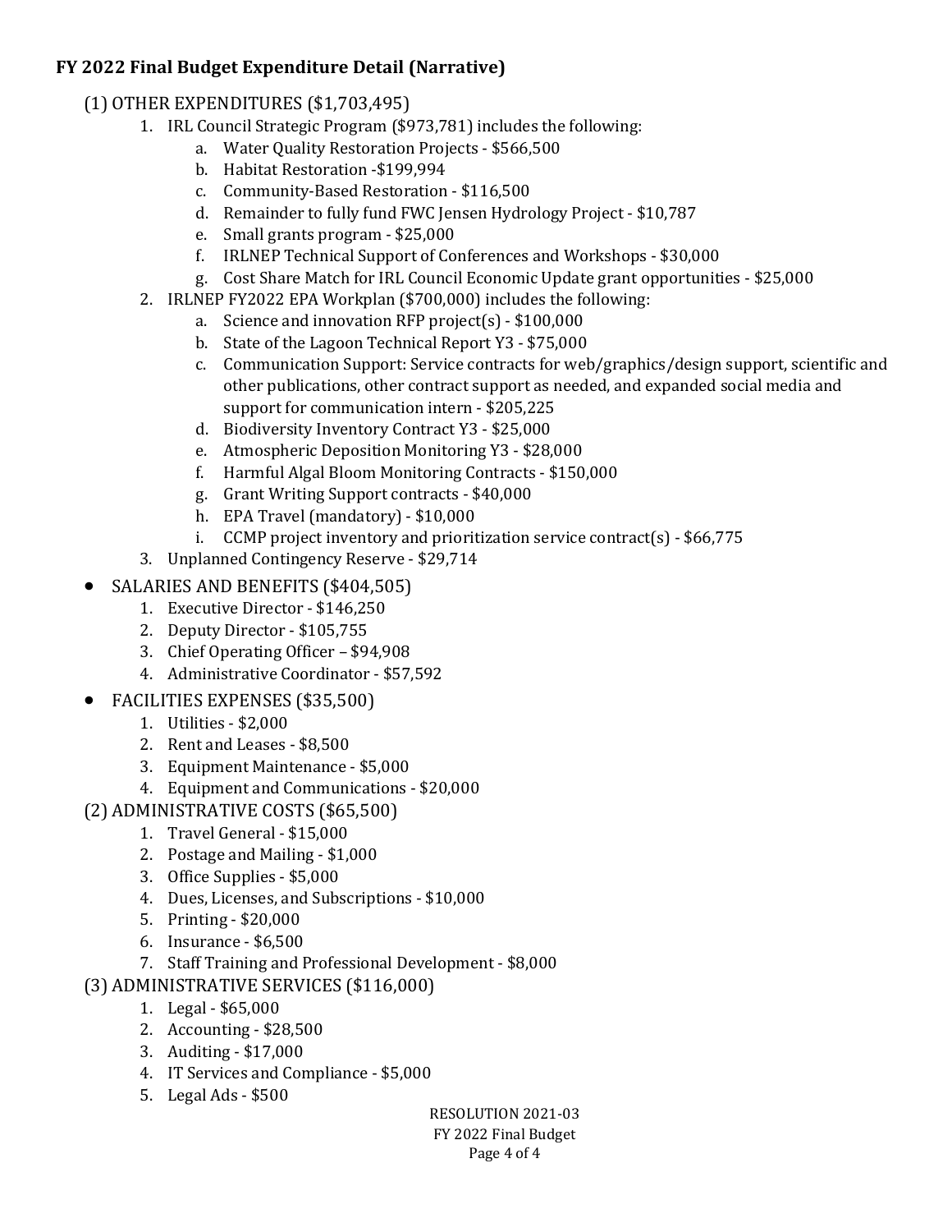**FY 2022 Final Budget Expenditure Detail (Narrative)**

(1) OTHER EXPENDITURES ($1,703,495)

1. IRL Council Strategic Program ($973,781) includes the following:
   a. Water Quality Restoration Projects - $566,500
   b. Habitat Restoration -$199,994
   c. Community-Based Restoration - $116,500
   d. Remainder to fully fund FWC Jensen Hydrology Project - $10,787
   e. Small grants program - $25,000
   f. IRLNEP Technical Support of Conferences and Workshops - $30,000
   g. Cost Share Match for IRL Council Economic Update grant opportunities - $25,000
2. IRLNEP FY2022 EPA Workplan ($700,000) includes the following:
   a. Science and innovation RFP project(s) - $100,000
   b. State of the Lagoon Technical Report Y3 - $75,000
   c. Communication Support: Service contracts for web/graphics/design support, scientific and other publications, other contract support as needed, and expanded social media and support for communication intern - $205,225
   d. Biodiversity Inventory Contract Y3 - $25,000
   e. Atmospheric Deposition Monitoring Y3 - $28,000
   f. Harmful Algal Bloom Monitoring Contracts - $150,000
   g. Grant Writing Support contracts - $40,000
   h. EPA Travel (mandatory) - $10,000
   i. CCMP project inventory and prioritization service contract(s) - $66,775
3. Unplanned Contingency Reserve - $29,714

- SALARIES AND BENEFITS ($404,505)
  1. Executive Director - $146,250
  2. Deputy Director - $105,755
  3. Chief Operating Officer – $94,908
  4. Administrative Coordinator - $57,592
- FACILITIES EXPENSES ($35,500)
  1. Utilities - $2,000
  2. Rent and Leases - $8,500
  3. Equipment Maintenance - $5,000
  4. Equipment and Communications - $20,000

(2) ADMINISTRATIVE COSTS ($65,500)

1. Travel General - $15,000
2. Postage and Mailing - $1,000
3. Office Supplies - $5,000
4. Dues, Licenses, and Subscriptions - $10,000
5. Printing - $20,000
6. Insurance - $6,500
7. Staff Training and Professional Development - $8,000

(3) ADMINISTRATIVE SERVICES ($116,000)

1. Legal - $65,000
2. Accounting - $28,500
3. Auditing - $17,000
4. IT Services and Compliance - $5,000
5. Legal Ads - $500